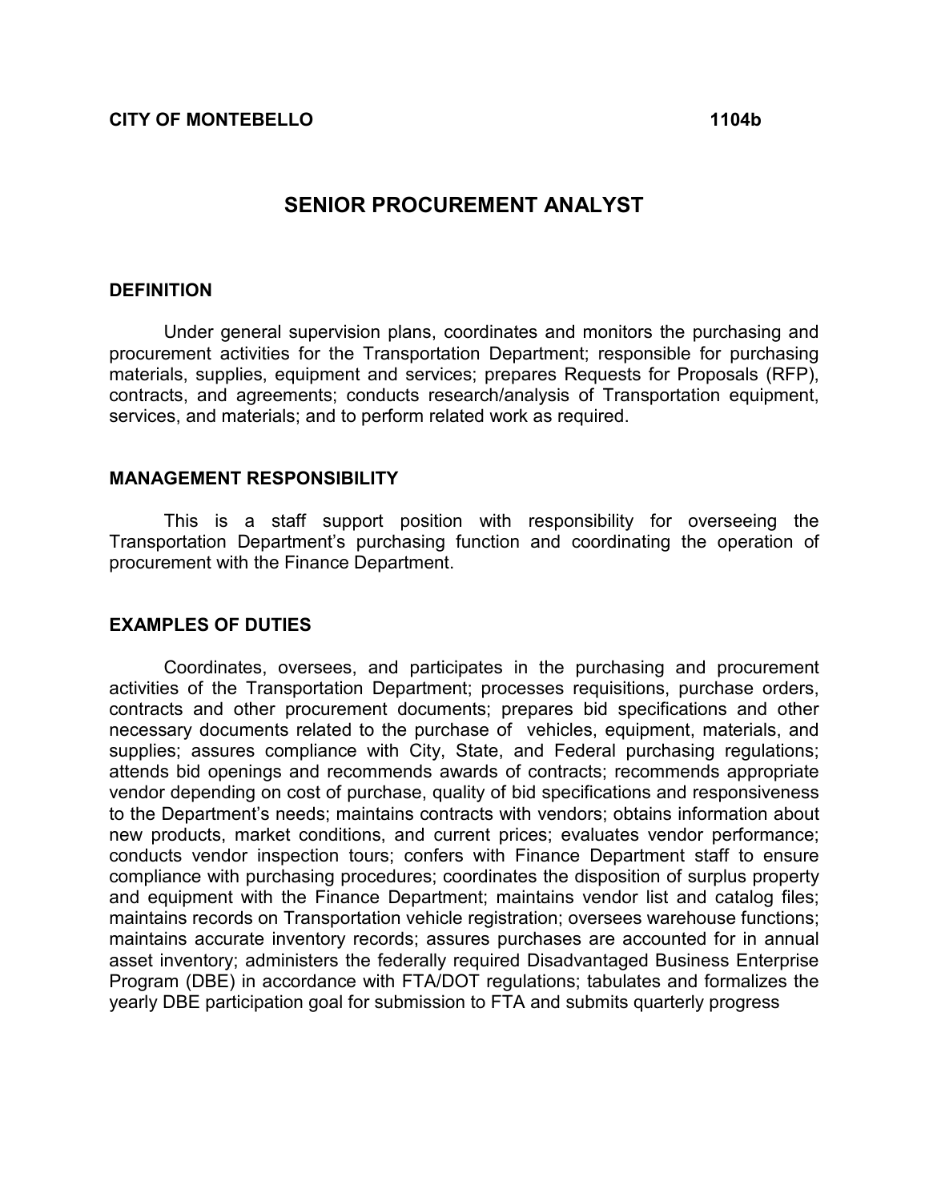**CITY OF MONTEBELLO** **1104b**

# SENIOR PROCUREMENT ANALYST

## DEFINITION

Under general supervision plans, coordinates and monitors the purchasing and procurement activities for the Transportation Department; responsible for purchasing materials, supplies, equipment and services; prepares Requests for Proposals (RFP), contracts, and agreements; conducts research/analysis of Transportation equipment, services, and materials; and to perform related work as required.

## MANAGEMENT RESPONSIBILITY

This is a staff support position with responsibility for overseeing the Transportation Department's purchasing function and coordinating the operation of procurement with the Finance Department.

## EXAMPLES OF DUTIES

Coordinates, oversees, and participates in the purchasing and procurement activities of the Transportation Department; processes requisitions, purchase orders, contracts and other procurement documents; prepares bid specifications and other necessary documents related to the purchase of vehicles, equipment, materials, and supplies; assures compliance with City, State, and Federal purchasing regulations; attends bid openings and recommends awards of contracts; recommends appropriate vendor depending on cost of purchase, quality of bid specifications and responsiveness to the Department's needs; maintains contracts with vendors; obtains information about new products, market conditions, and current prices; evaluates vendor performance; conducts vendor inspection tours; confers with Finance Department staff to ensure compliance with purchasing procedures; coordinates the disposition of surplus property and equipment with the Finance Department; maintains vendor list and catalog files; maintains records on Transportation vehicle registration; oversees warehouse functions; maintains accurate inventory records; assures purchases are accounted for in annual asset inventory; administers the federally required Disadvantaged Business Enterprise Program (DBE) in accordance with FTA/DOT regulations; tabulates and formalizes the yearly DBE participation goal for submission to FTA and submits quarterly progress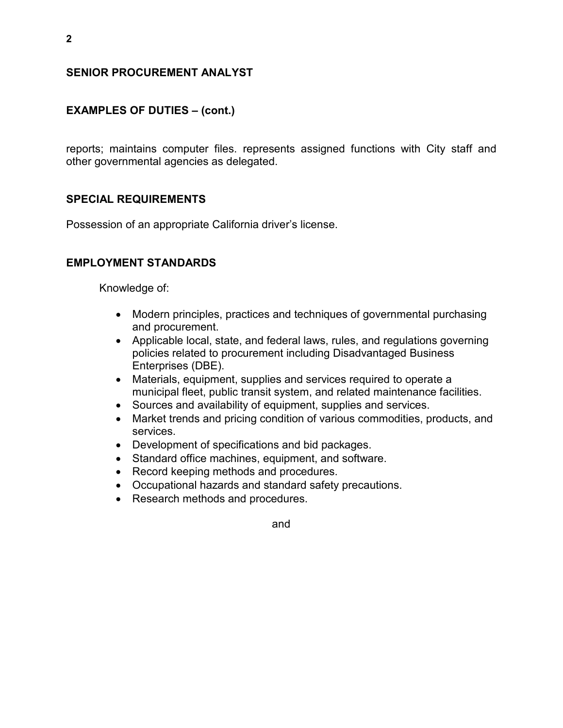## SENIOR PROCUREMENT ANALYST

### EXAMPLES OF DUTIES – (cont.)

reports; maintains computer files. represents assigned functions with City staff and other governmental agencies as delegated.

### SPECIAL REQUIREMENTS

Possession of an appropriate California driver's license.

### EMPLOYMENT STANDARDS

Knowledge of:

- Modern principles, practices and techniques of governmental purchasing and procurement.
- Applicable local, state, and federal laws, rules, and regulations governing policies related to procurement including Disadvantaged Business Enterprises (DBE).
- Materials, equipment, supplies and services required to operate a municipal fleet, public transit system, and related maintenance facilities.
- Sources and availability of equipment, supplies and services.
- Market trends and pricing condition of various commodities, products, and services.
- Development of specifications and bid packages.
- Standard office machines, equipment, and software.
- Record keeping methods and procedures.
- Occupational hazards and standard safety precautions.
- Research methods and procedures.

and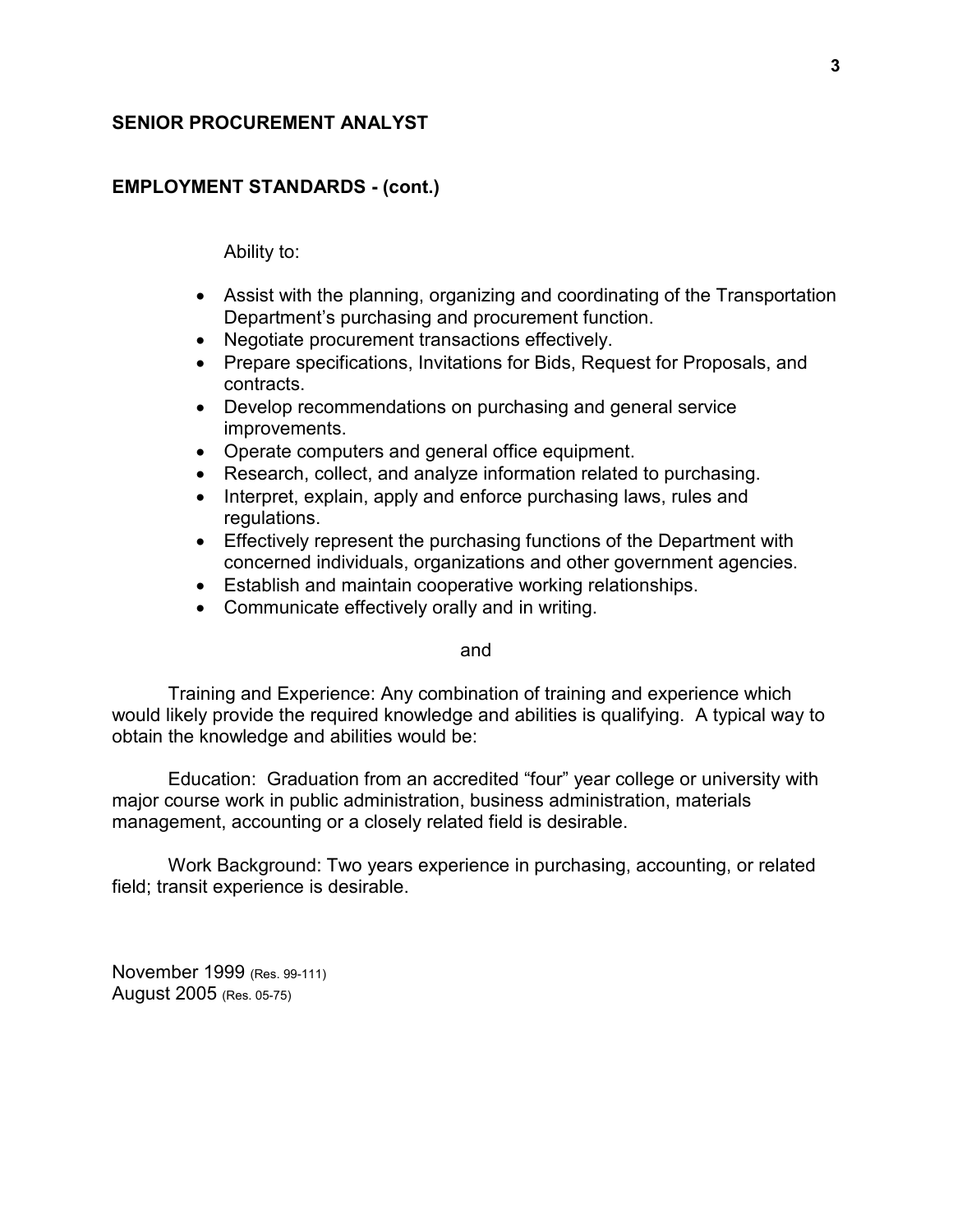## SENIOR PROCUREMENT ANALYST

### EMPLOYMENT STANDARDS - (cont.)

Ability to:

- Assist with the planning, organizing and coordinating of the Transportation Department's purchasing and procurement function.
- Negotiate procurement transactions effectively.
- Prepare specifications, Invitations for Bids, Request for Proposals, and contracts.
- Develop recommendations on purchasing and general service improvements.
- Operate computers and general office equipment.
- Research, collect, and analyze information related to purchasing.
- Interpret, explain, apply and enforce purchasing laws, rules and regulations.
- Effectively represent the purchasing functions of the Department with concerned individuals, organizations and other government agencies.
- Establish and maintain cooperative working relationships.
- Communicate effectively orally and in writing.

and

Training and Experience: Any combination of training and experience which would likely provide the required knowledge and abilities is qualifying. A typical way to obtain the knowledge and abilities would be:

Education: Graduation from an accredited "four" year college or university with major course work in public administration, business administration, materials management, accounting or a closely related field is desirable.

Work Background: Two years experience in purchasing, accounting, or related field; transit experience is desirable.

November 1999 (Res. 99-111)
August 2005 (Res. 05-75)